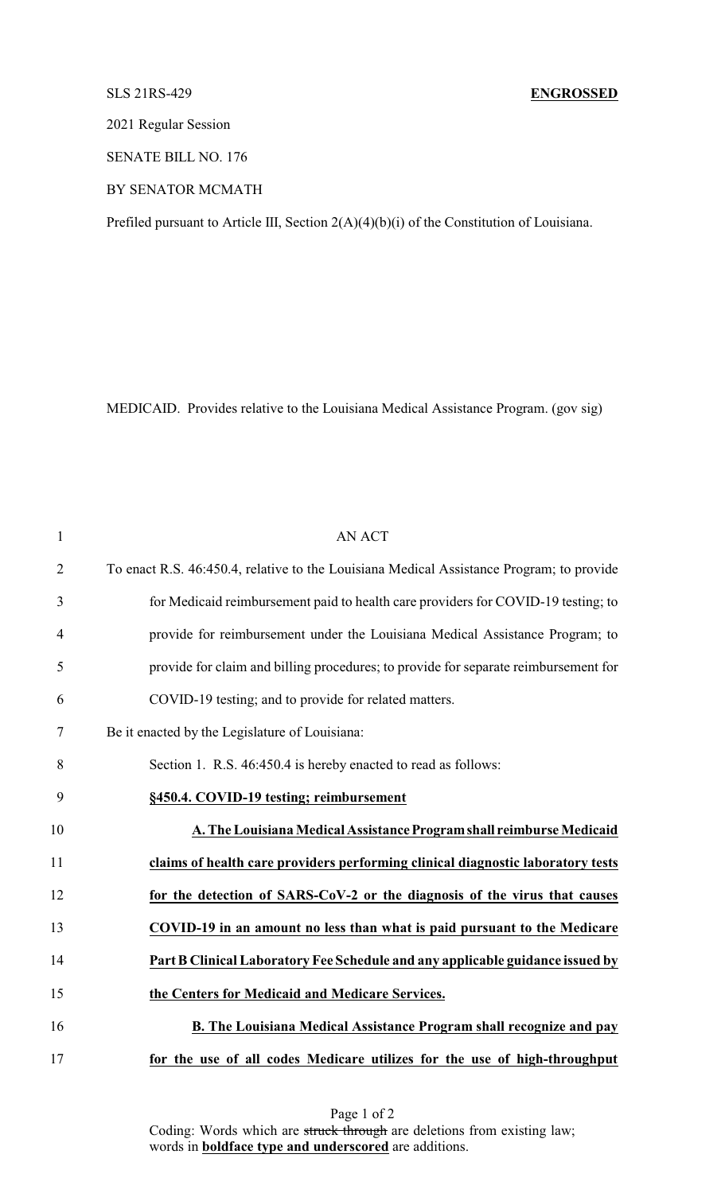SLS 21RS-429 **ENGROSSED**

2021 Regular Session

SENATE BILL NO. 176

BY SENATOR MCMATH

Prefiled pursuant to Article III, Section 2(A)(4)(b)(i) of the Constitution of Louisiana.

MEDICAID. Provides relative to the Louisiana Medical Assistance Program. (gov sig)

AN ACT

To enact R.S. 46:450.4, relative to the Louisiana Medical Assistance Program; to provide for Medicaid reimbursement paid to health care providers for COVID-19 testing; to provide for reimbursement under the Louisiana Medical Assistance Program; to provide for claim and billing procedures; to provide for separate reimbursement for COVID-19 testing; and to provide for related matters.

Be it enacted by the Legislature of Louisiana:

Section 1. R.S. 46:450.4 is hereby enacted to read as follows:

**§450.4. COVID-19 testing; reimbursement**

**A. The Louisiana Medical Assistance Program shall reimburse Medicaid claims of health care providers performing clinical diagnostic laboratory tests for the detection of SARS-CoV-2 or the diagnosis of the virus that causes COVID-19 in an amount no less than what is paid pursuant to the Medicare Part B Clinical Laboratory Fee Schedule and any applicable guidance issued by the Centers for Medicaid and Medicare Services.**

**B. The Louisiana Medical Assistance Program shall recognize and pay for the use of all codes Medicare utilizes for the use of high-throughput**

Coding: Words which are ~~struck through~~ are deletions from existing law; words in **boldface type and underscored** are additions.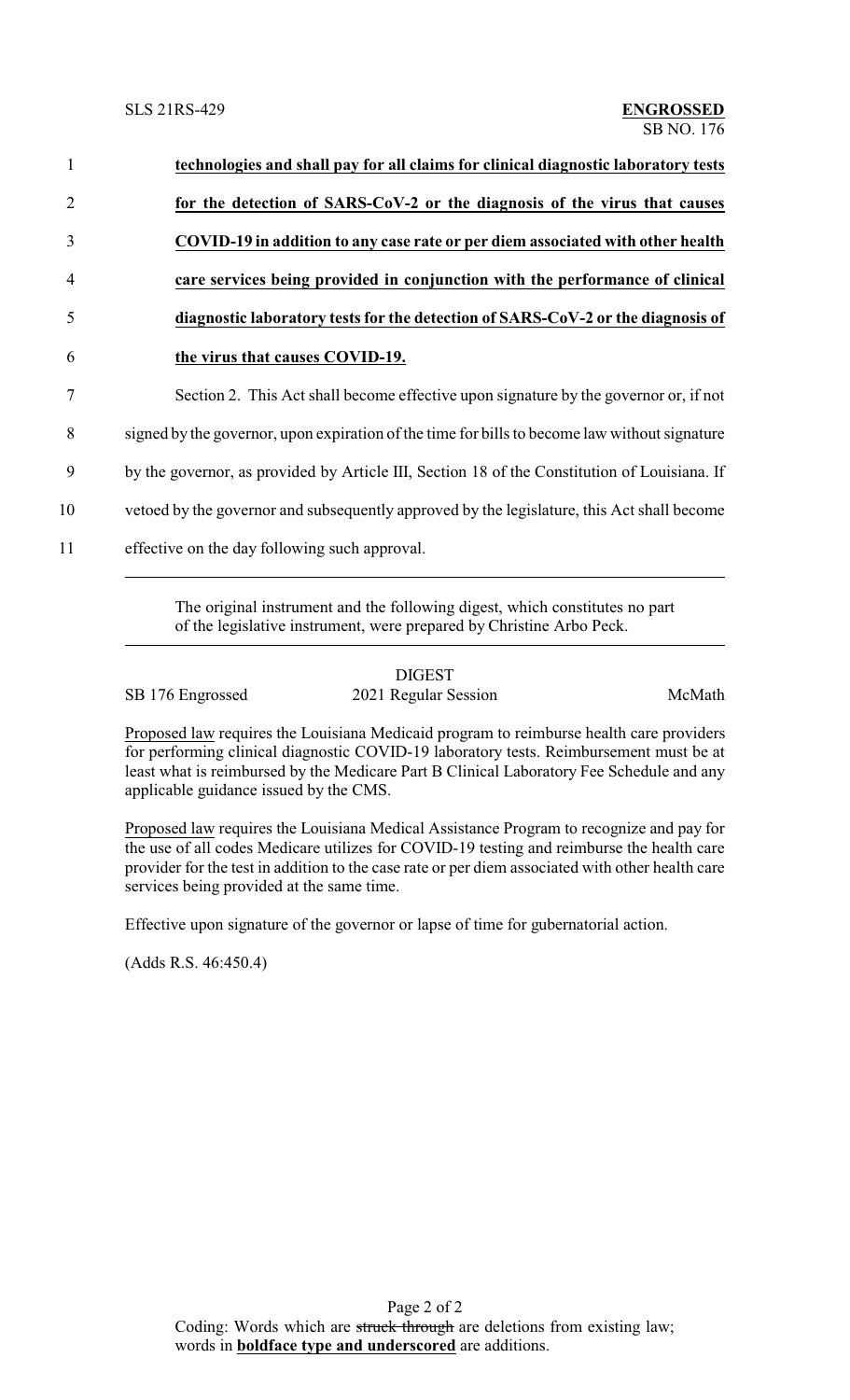1 **technologies and shall pay for all claims for clinical diagnostic laboratory tests**
2 **for the detection of SARS-CoV-2 or the diagnosis of the virus that causes**
3 **COVID-19 in addition to any case rate or per diem associated with other health**
4 **care services being provided in conjunction with the performance of clinical**
5 **diagnostic laboratory tests for the detection of SARS-CoV-2 or the diagnosis of**
6 **the virus that causes COVID-19.**

7 Section 2. This Act shall become effective upon signature by the governor or, if not
8 signed by the governor, upon expiration of the time for bills to become law without signature
9 by the governor, as provided by Article III, Section 18 of the Constitution of Louisiana. If
10 vetoed by the governor and subsequently approved by the legislature, this Act shall become
11 effective on the day following such approval.

---

The original instrument and the following digest, which constitutes no part of the legislative instrument, were prepared by Christine Arbo Peck.

---

DIGEST

SB 176 Engrossed — 2021 Regular Session — McMath

Proposed law requires the Louisiana Medicaid program to reimburse health care providers for performing clinical diagnostic COVID-19 laboratory tests. Reimbursement must be at least what is reimbursed by the Medicare Part B Clinical Laboratory Fee Schedule and any applicable guidance issued by the CMS.

Proposed law requires the Louisiana Medical Assistance Program to recognize and pay for the use of all codes Medicare utilizes for COVID-19 testing and reimburse the health care provider for the test in addition to the case rate or per diem associated with other health care services being provided at the same time.

Effective upon signature of the governor or lapse of time for gubernatorial action.

(Adds R.S. 46:450.4)

Coding: Words which are ~~struck through~~ are deletions from existing law; words in **boldface type and underscored** are additions.